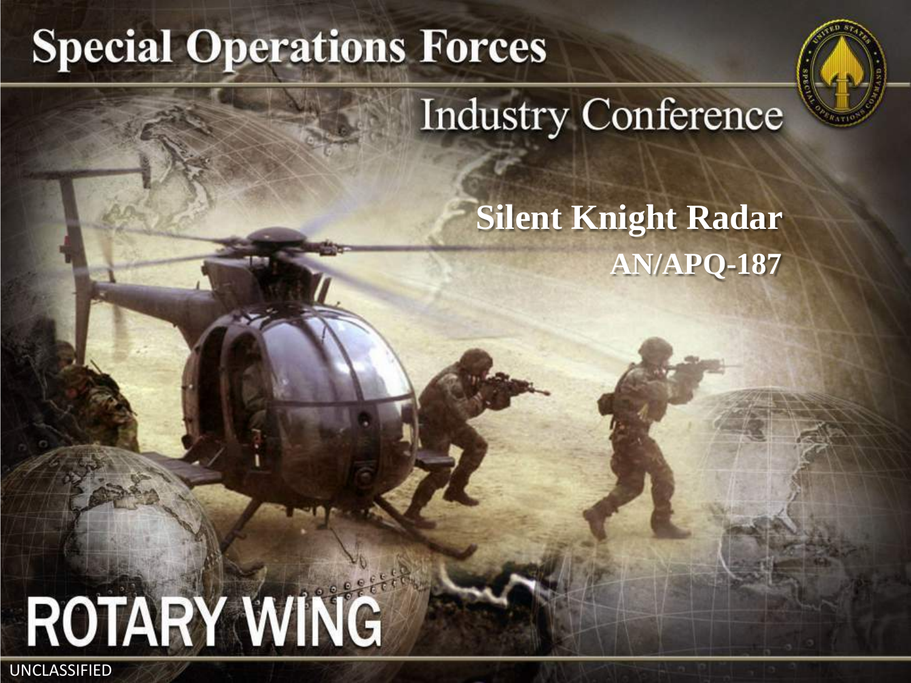# Special Operations Forces

## Industry Conference

**Silent Knight Radar**

**AN/APQ-187**

ROTARY WING

UNCLASSIFIED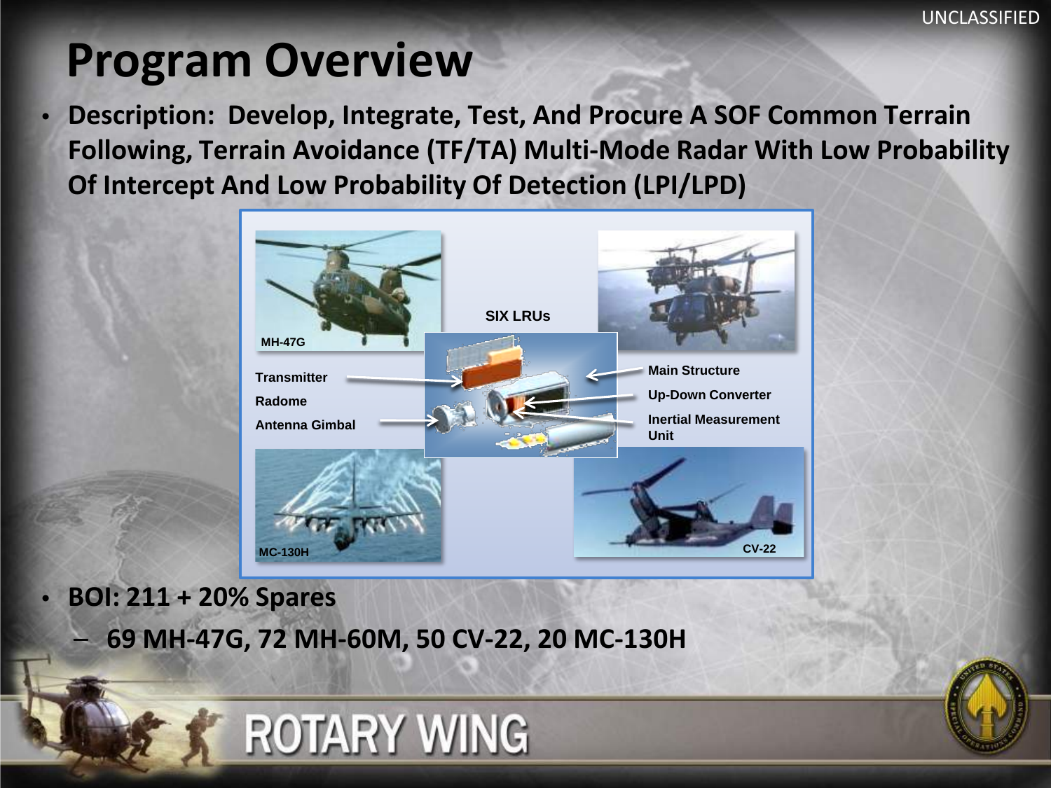# Program Overview

- **Description: Develop, Integrate, Test, And Procure A SOF Common Terrain Following, Terrain Avoidance (TF/TA) Multi-Mode Radar With Low Probability Of Intercept And Low Probability Of Detection (LPI/LPD)**

SIX LRUs

- Transmitter
- Radome
- Antenna Gimbal
- Main Structure
- Up-Down Converter
- Inertial Measurement Unit

MH-47G

MC-130H

CV-22

- **BOI: 211 + 20% Spares**
  - **69 MH-47G, 72 MH-60M, 50 CV-22, 20 MC-130H**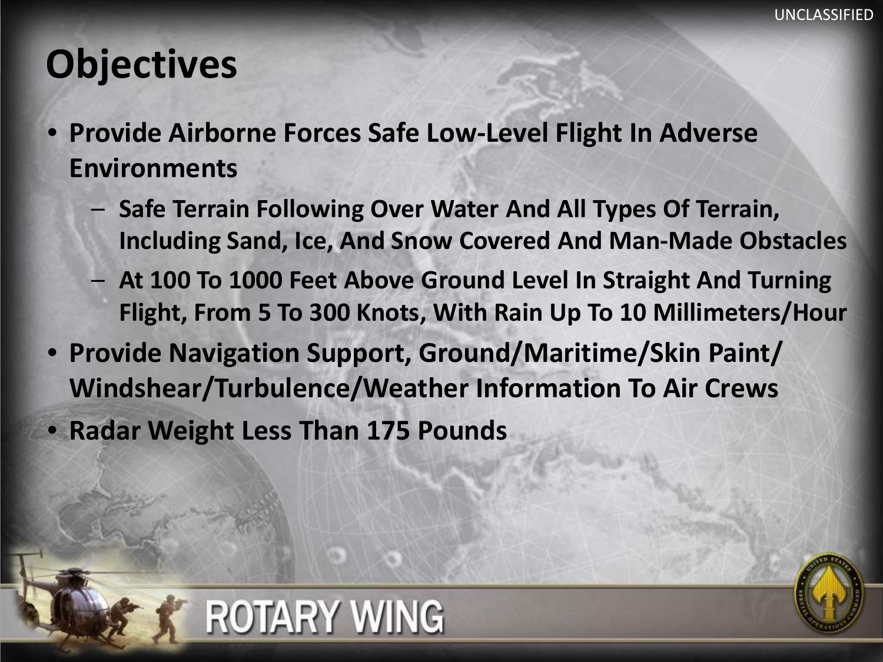# Objectives

- **Provide Airborne Forces Safe Low-Level Flight In Adverse Environments**
  - **Safe Terrain Following Over Water And All Types Of Terrain, Including Sand, Ice, And Snow Covered And Man-Made Obstacles**
  - **At 100 To 1000 Feet Above Ground Level In Straight And Turning Flight, From 5 To 300 Knots, With Rain Up To 10 Millimeters/Hour**
- **Provide Navigation Support, Ground/Maritime/Skin Paint/ Windshear/Turbulence/Weather Information To Air Crews**
- **Radar Weight Less Than 175 Pounds**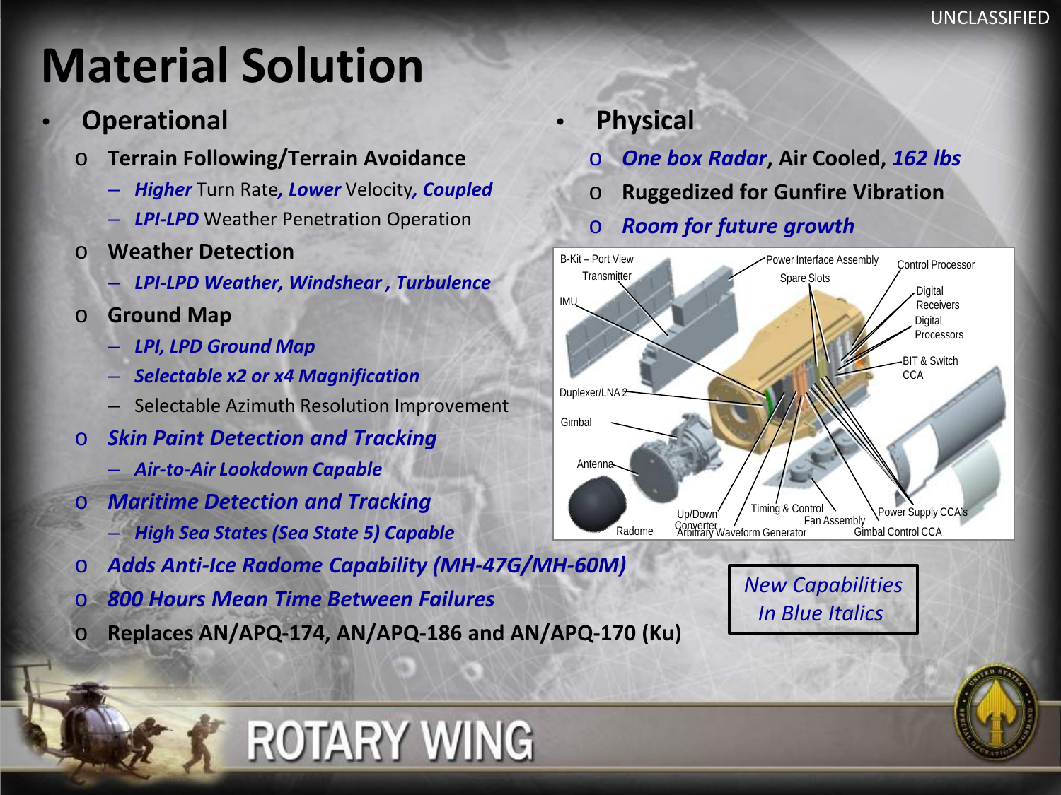# Material Solution

- **Operational**
  - **Terrain Following/Terrain Avoidance**
    - ***Higher*** Turn Rate***, Lower*** Velocity***, Coupled***
    - ***LPI-LPD*** Weather Penetration Operation
  - **Weather Detection**
    - ***LPI-LPD Weather, Windshear , Turbulence***
  - **Ground Map**
    - ***LPI, LPD Ground Map***
    - ***Selectable x2 or x4 Magnification***
    - Selectable Azimuth Resolution Improvement
  - ***Skin Paint Detection and Tracking***
    - ***Air-to-Air Lookdown Capable***
  - ***Maritime Detection and Tracking***
    - ***High Sea States (Sea State 5) Capable***
  - ***Adds Anti-Ice Radome Capability (MH-47G/MH-60M)***
  - ***800 Hours Mean Time Between Failures***
  - **Replaces AN/APQ-174, AN/APQ-186 and AN/APQ-170 (Ku)**

- **Physical**
  - ***One box Radar*, Air Cooled, *162 lbs***
  - **Ruggedized for Gunfire Vibration**
  - ***Room for future growth***

B-Kit – Port View, Transmitter, IMU, Duplexer/LNA 2, Gimbal, Antenna, Radome, Up/Down Converter, Arbitrary Waveform Generator, Timing & Control, Fan Assembly, Gimbal Control CCA, Power Supply CCA's, BIT & Switch CCA, Digital Processors, Digital Receivers, Control Processor, Spare Slots, Power Interface Assembly

*New Capabilities In Blue Italics*

ROTARY WING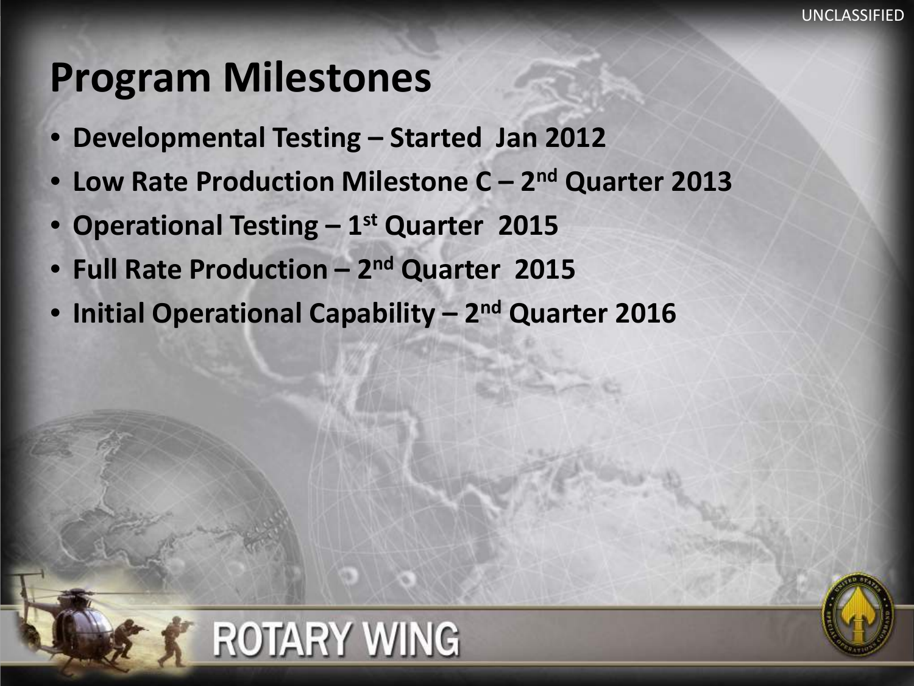# Program Milestones

- **Developmental Testing – Started Jan 2012**
- **Low Rate Production Milestone C – 2nd Quarter 2013**
- **Operational Testing – 1st Quarter 2015**
- **Full Rate Production – 2nd Quarter 2015**
- **Initial Operational Capability – 2nd Quarter 2016**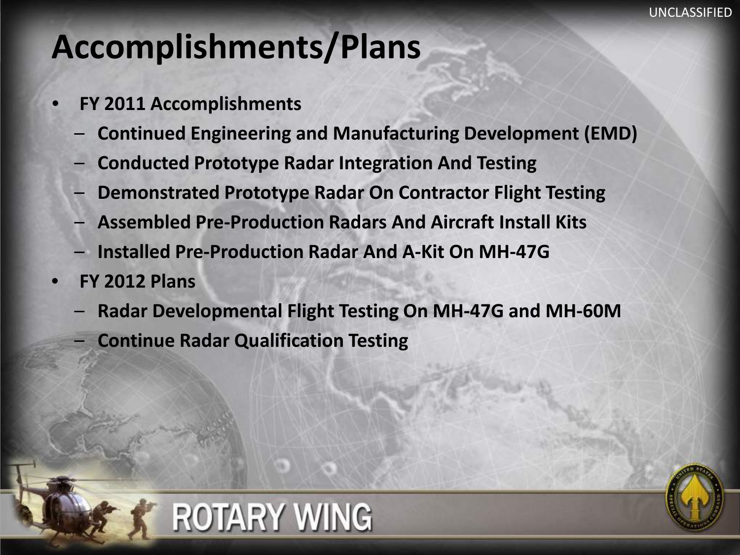# Accomplishments/Plans

- **FY 2011 Accomplishments**
  - **Continued Engineering and Manufacturing Development (EMD)**
  - **Conducted Prototype Radar Integration And Testing**
  - **Demonstrated Prototype Radar On Contractor Flight Testing**
  - **Assembled Pre-Production Radars And Aircraft Install Kits**
  - **Installed Pre-Production Radar And A-Kit On MH-47G**
- **FY 2012 Plans**
  - **Radar Developmental Flight Testing On MH-47G and MH-60M**
  - **Continue Radar Qualification Testing**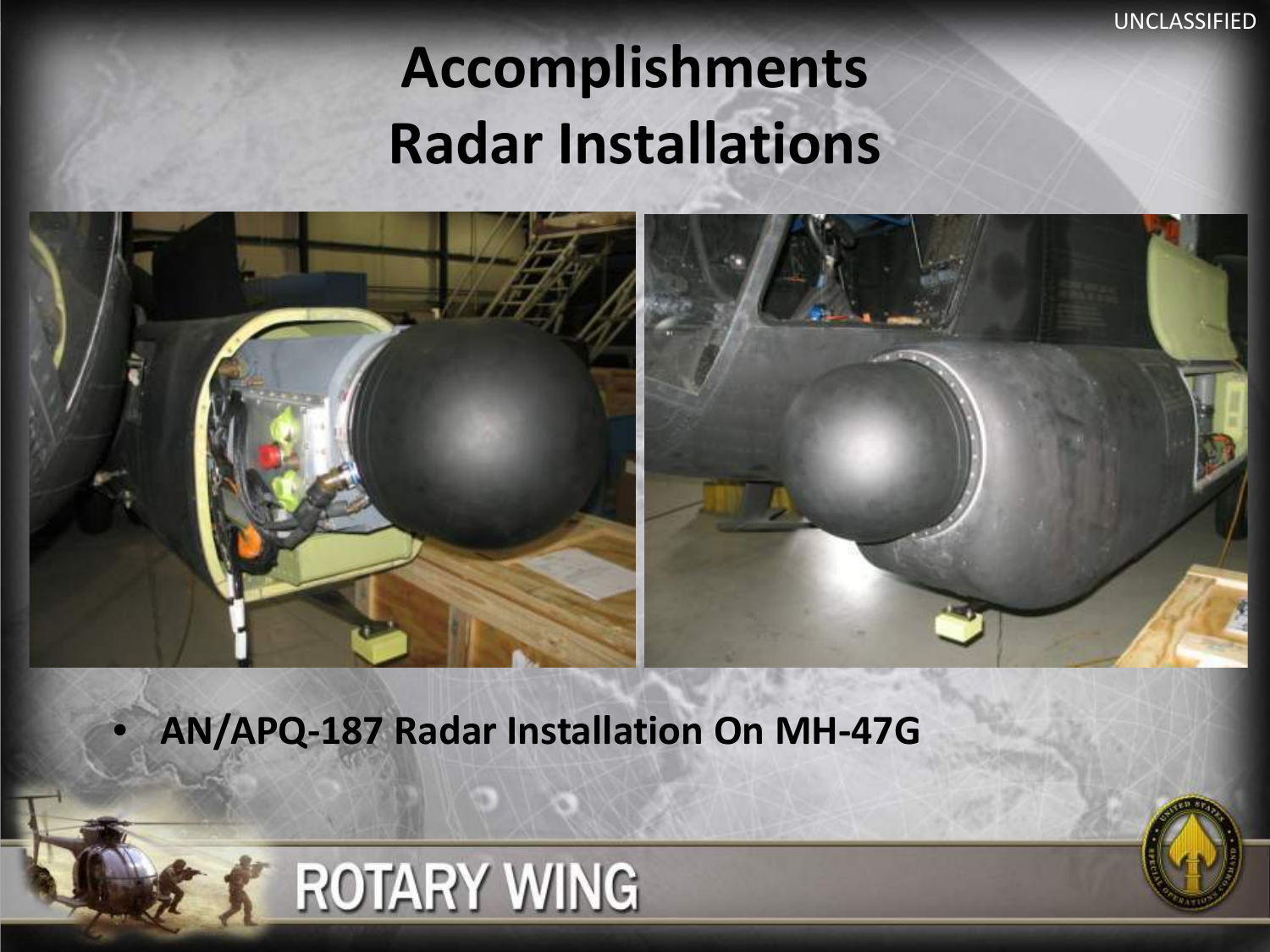UNCLASSIFIED

# Accomplishments
# Radar Installations

- **AN/APQ-187 Radar Installation On MH-47G**

ROTARY WING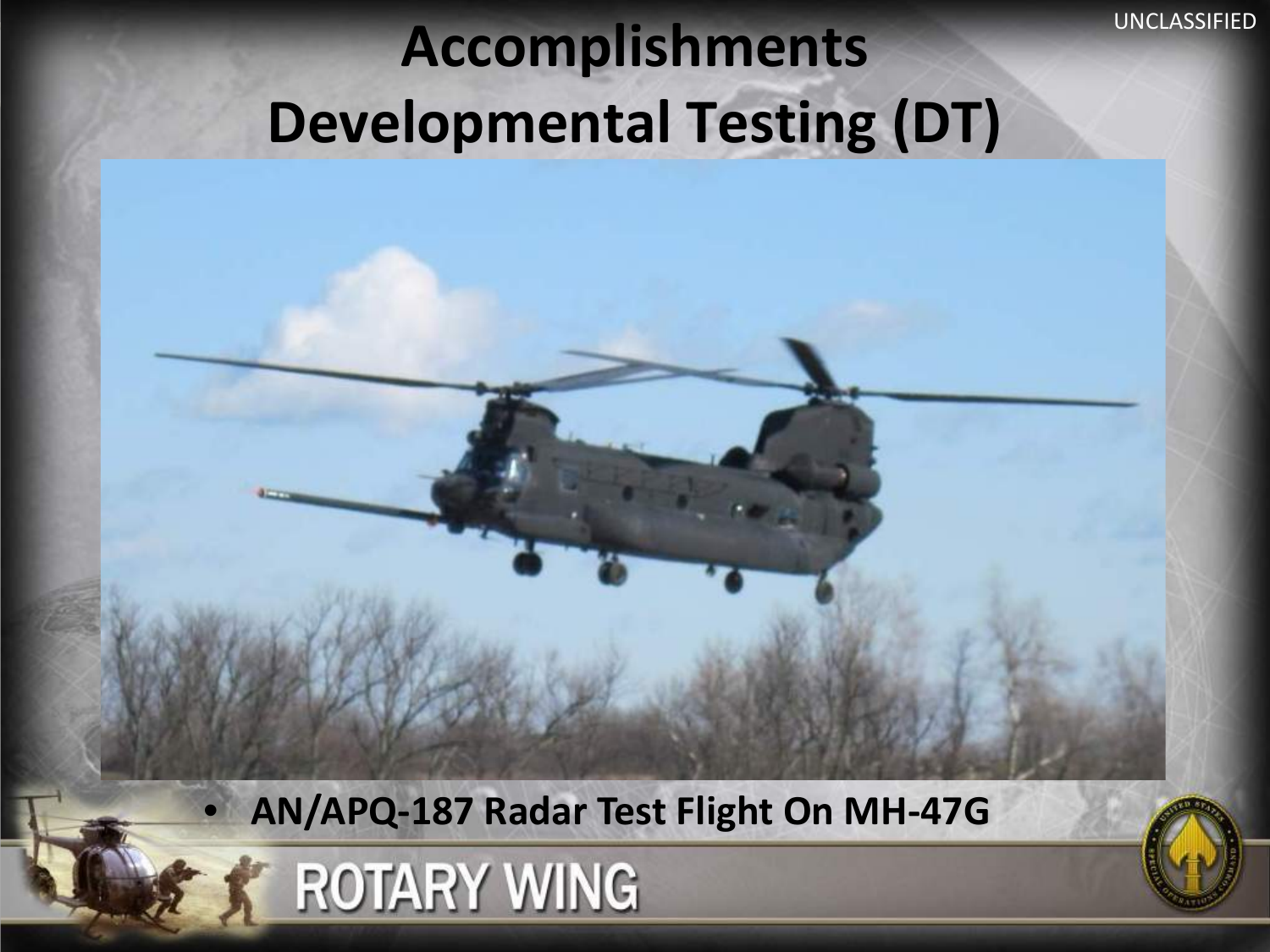# Accomplishments
# Developmental Testing (DT)

- **AN/APQ-187 Radar Test Flight On MH-47G**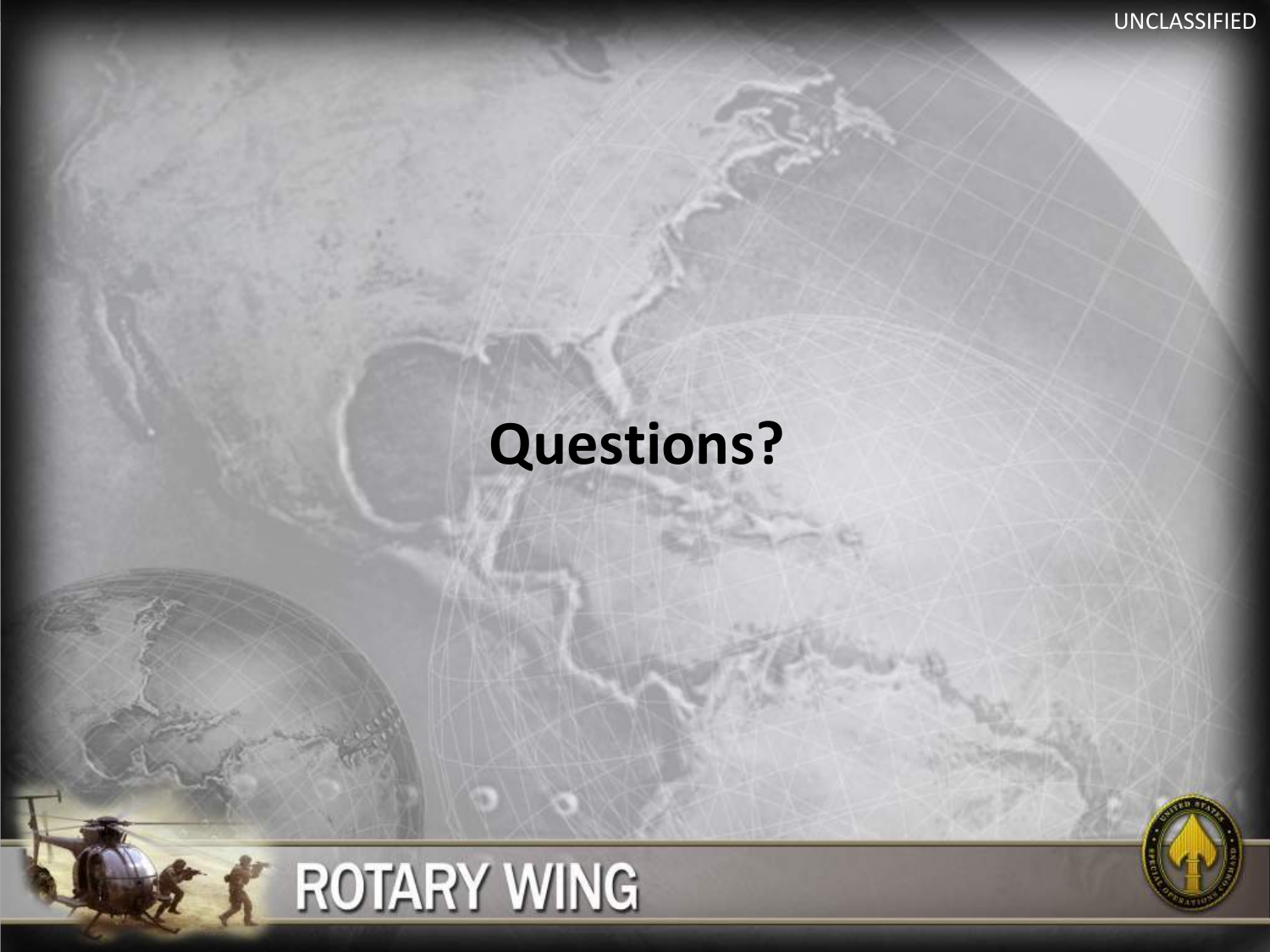# Questions?